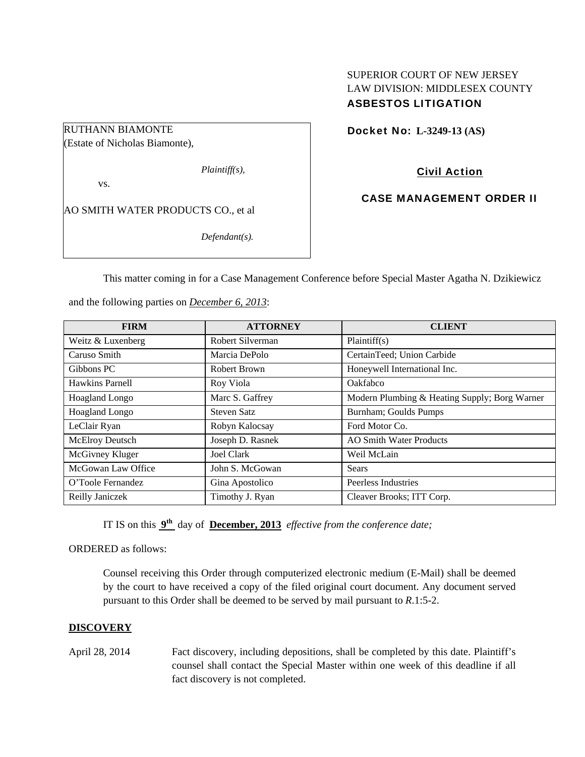SUPERIOR COURT OF NEW JERSEY
LAW DIVISION: MIDDLESEX COUNTY
**ASBESTOS LITIGATION**

RUTHANN BIAMONTE
(Estate of Nicholas Biamonte),

*Plaintiff(s),*

vs.

AO SMITH WATER PRODUCTS CO., et al

*Defendant(s).*

**Docket No: L-3249-13 (AS)**

**Civil Action**

**CASE MANAGEMENT ORDER II**

This matter coming in for a Case Management Conference before Special Master Agatha N. Dzikiewicz and the following parties on *December 6, 2013*:

| FIRM | ATTORNEY | CLIENT |
|---|---|---|
| Weitz & Luxenberg | Robert Silverman | Plaintiff(s) |
| Caruso Smith | Marcia DePolo | CertainTeed; Union Carbide |
| Gibbons PC | Robert Brown | Honeywell International Inc. |
| Hawkins Parnell | Roy Viola | Oakfabco |
| Hoagland Longo | Marc S. Gaffrey | Modern Plumbing & Heating Supply; Borg Warner |
| Hoagland Longo | Steven Satz | Burnham; Goulds Pumps |
| LeClair Ryan | Robyn Kalocsay | Ford Motor Co. |
| McElroy Deutsch | Joseph D. Rasnek | AO Smith Water Products |
| McGivney Kluger | Joel Clark | Weil McLain |
| McGowan Law Office | John S. McGowan | Sears |
| O'Toole Fernandez | Gina Apostolico | Peerless Industries |
| Reilly Janiczek | Timothy J. Ryan | Cleaver Brooks; ITT Corp. |

IT IS on this **9th** day of **December, 2013** *effective from the conference date;*

ORDERED as follows:

Counsel receiving this Order through computerized electronic medium (E-Mail) shall be deemed by the court to have received a copy of the filed original court document. Any document served pursuant to this Order shall be deemed to be served by mail pursuant to *R*.1:5-2.

**DISCOVERY**

April 28, 2014 — Fact discovery, including depositions, shall be completed by this date. Plaintiff's counsel shall contact the Special Master within one week of this deadline if all fact discovery is not completed.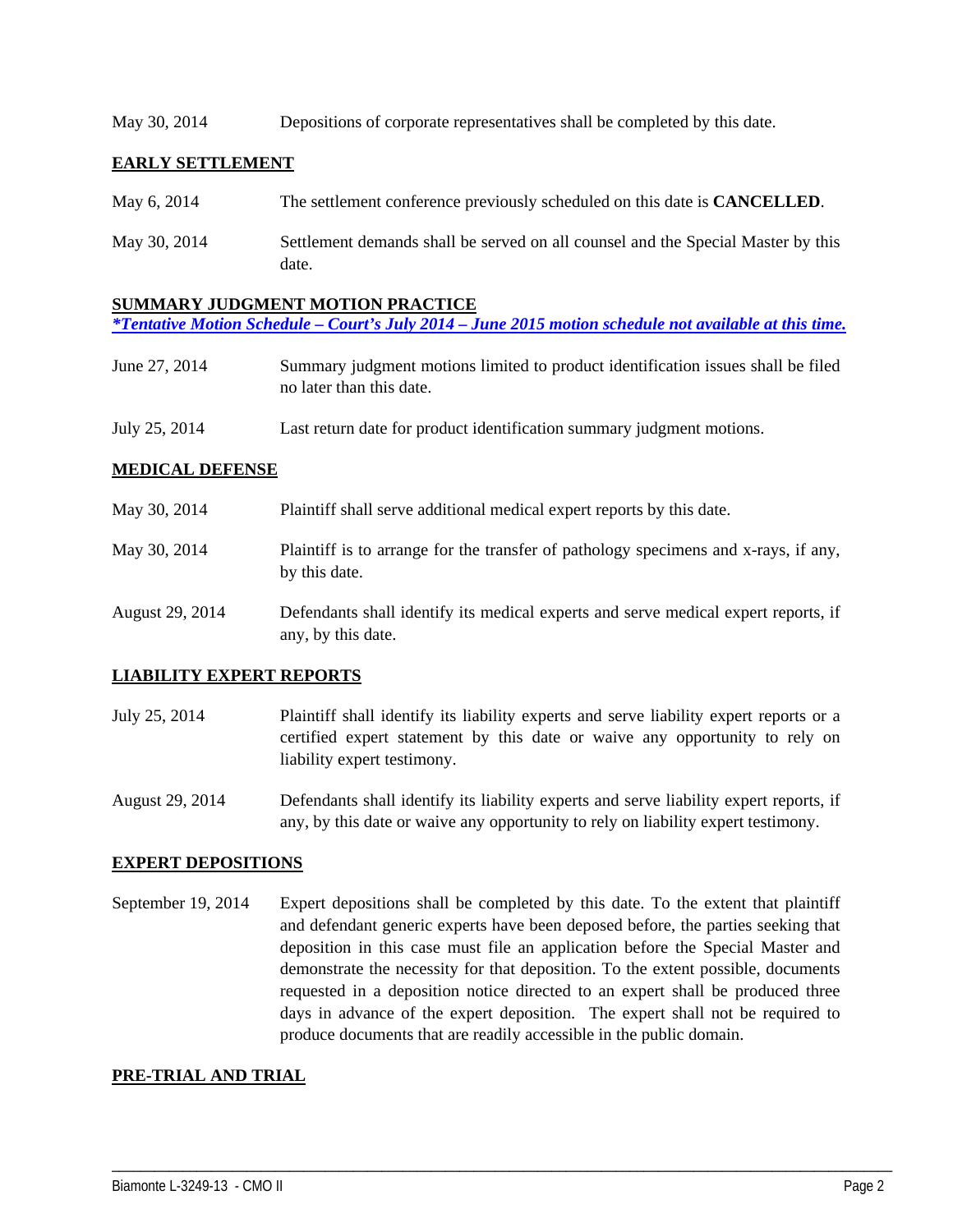| | |
|---|---|
| May 30, 2014 | Depositions of corporate representatives shall be completed by this date. |

**EARLY SETTLEMENT**

| | |
|---|---|
| May 6, 2014 | The settlement conference previously scheduled on this date is **CANCELLED**. |
| May 30, 2014 | Settlement demands shall be served on all counsel and the Special Master by this date. |

**SUMMARY JUDGMENT MOTION PRACTICE**

***Tentative Motion Schedule – Court's July 2014 – June 2015 motion schedule not available at this time.***

| | |
|---|---|
| June 27, 2014 | Summary judgment motions limited to product identification issues shall be filed no later than this date. |
| July 25, 2014 | Last return date for product identification summary judgment motions. |

**MEDICAL DEFENSE**

| | |
|---|---|
| May 30, 2014 | Plaintiff shall serve additional medical expert reports by this date. |
| May 30, 2014 | Plaintiff is to arrange for the transfer of pathology specimens and x-rays, if any, by this date. |
| August 29, 2014 | Defendants shall identify its medical experts and serve medical expert reports, if any, by this date. |

**LIABILITY EXPERT REPORTS**

| | |
|---|---|
| July 25, 2014 | Plaintiff shall identify its liability experts and serve liability expert reports or a certified expert statement by this date or waive any opportunity to rely on liability expert testimony. |
| August 29, 2014 | Defendants shall identify its liability experts and serve liability expert reports, if any, by this date or waive any opportunity to rely on liability expert testimony. |

**EXPERT DEPOSITIONS**

| | |
|---|---|
| September 19, 2014 | Expert depositions shall be completed by this date. To the extent that plaintiff and defendant generic experts have been deposed before, the parties seeking that deposition in this case must file an application before the Special Master and demonstrate the necessity for that deposition. To the extent possible, documents requested in a deposition notice directed to an expert shall be produced three days in advance of the expert deposition. The expert shall not be required to produce documents that are readily accessible in the public domain. |

**PRE-TRIAL AND TRIAL**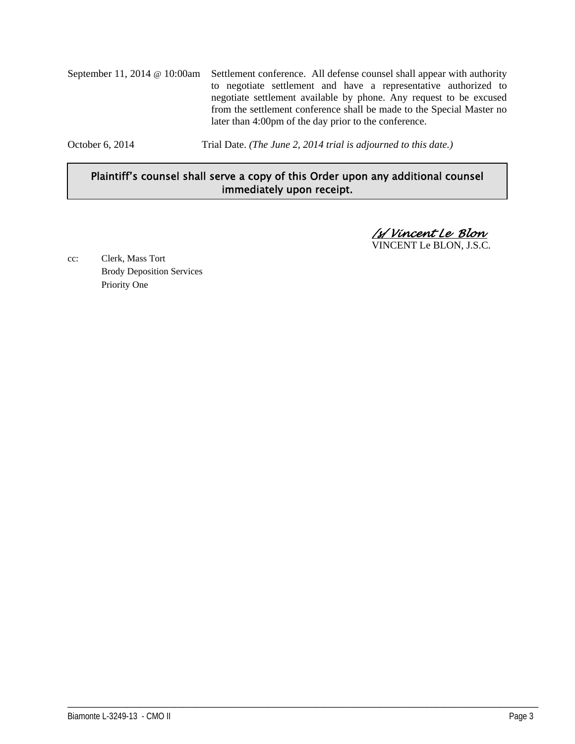| | |
|---|---|
| September 11, 2014 @ 10:00am | Settlement conference. All defense counsel shall appear with authority to negotiate settlement and have a representative authorized to negotiate settlement available by phone. Any request to be excused from the settlement conference shall be made to the Special Master no later than 4:00pm of the day prior to the conference. |
| October 6, 2014 | Trial Date. *(The June 2, 2014 trial is adjourned to this date.)* |

**Plaintiff's counsel shall serve a copy of this Order upon any additional counsel immediately upon receipt.**

*/s/ Vincent Le Blon*
VINCENT Le BLON, J.S.C.

cc: Clerk, Mass Tort
Brody Deposition Services
Priority One